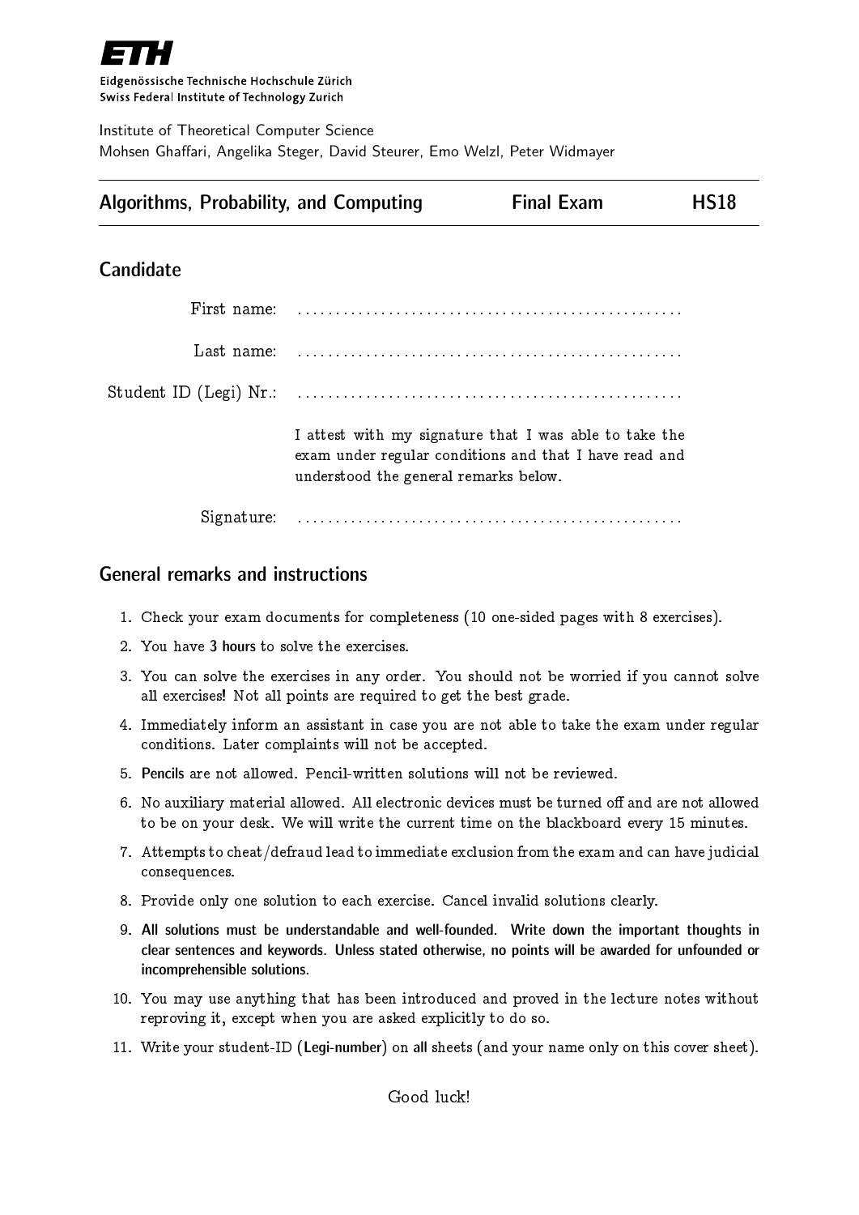**ETH**

Eidgenössische Technische Hochschule Zürich
Swiss Federal Institute of Technology Zurich

Institute of Theoretical Computer Science
Mohsen Ghaffari, Angelika Steger, David Steurer, Emo Welzl, Peter Widmayer

| Algorithms, Probability, and Computing | Final Exam | HS18 |
|---|---|---|

## Candidate

First name: ..................................................

Last name: ..................................................

Student ID (Legi) Nr.: ..................................................

I attest with my signature that I was able to take the exam under regular conditions and that I have read and understood the general remarks below.

Signature: ..................................................

## General remarks and instructions

1. Check your exam documents for completeness (10 one-sided pages with 8 exercises).
2. You have **3 hours** to solve the exercises.
3. You can solve the exercises in any order. You should not be worried if you cannot solve all exercises! Not all points are required to get the best grade.
4. Immediately inform an assistant in case you are not able to take the exam under regular conditions. Later complaints will not be accepted.
5. **Pencils** are not allowed. Pencil-written solutions will not be reviewed.
6. No auxiliary material allowed. All electronic devices must be turned off and are not allowed to be on your desk. We will write the current time on the blackboard every 15 minutes.
7. Attempts to cheat/defraud lead to immediate exclusion from the exam and can have judicial consequences.
8. Provide only one solution to each exercise. Cancel invalid solutions clearly.
9. **All solutions must be understandable and well-founded. Write down the important thoughts in clear sentences and keywords. Unless stated otherwise, no points will be awarded for unfounded or incomprehensible solutions.**
10. You may use anything that has been introduced and proved in the lecture notes without reproving it, except when you are asked explicitly to do so.
11. Write your student-ID (**Legi-number**) on **all** sheets (and your name only on this cover sheet).

Good luck!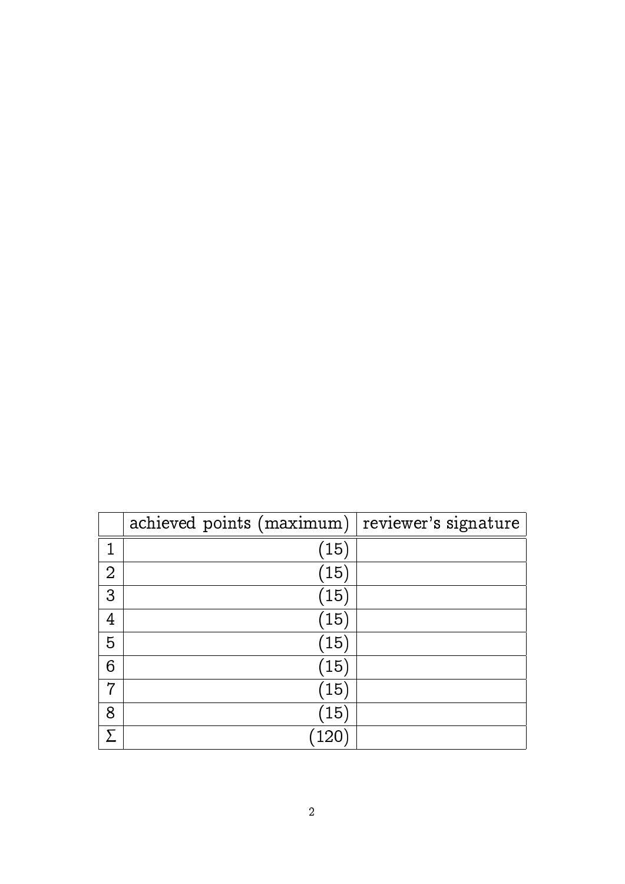| | achieved points (maximum) | reviewer's signature |
|---|---|---|
| 1 | (15) | |
| 2 | (15) | |
| 3 | (15) | |
| 4 | (15) | |
| 5 | (15) | |
| 6 | (15) | |
| 7 | (15) | |
| 8 | (15) | |
| $\Sigma$ | (120) | |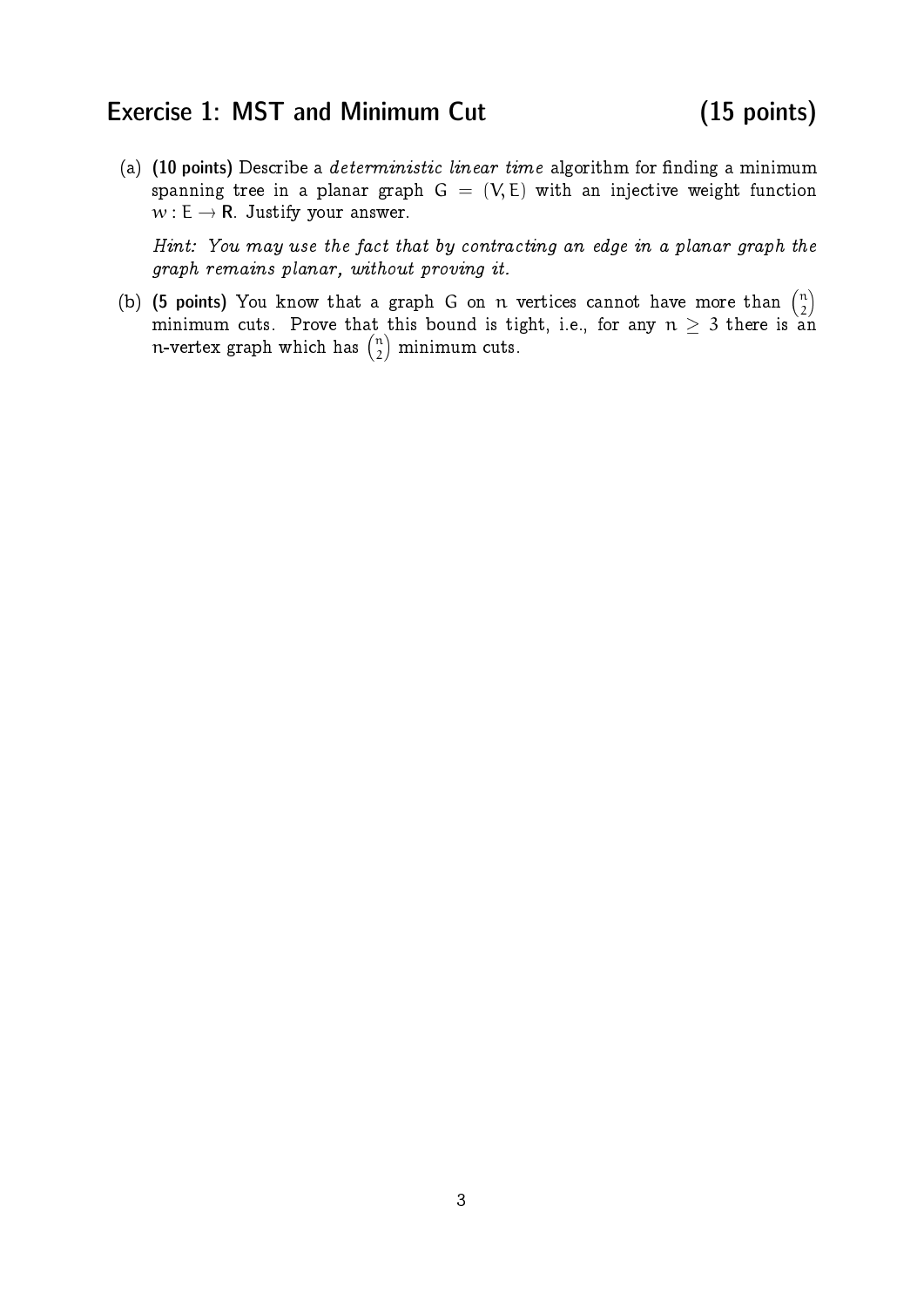## Exercise 1: MST and Minimum Cut (15 points)

(a) **(10 points)** Describe a *deterministic linear time* algorithm for finding a minimum spanning tree in a planar graph $G = (V, E)$ with an injective weight function $w : E \rightarrow \mathbb{R}$. Justify your answer.

*Hint: You may use the fact that by contracting an edge in a planar graph the graph remains planar, without proving it.*

(b) **(5 points)** You know that a graph $G$ on $n$ vertices cannot have more than $\binom{n}{2}$ minimum cuts. Prove that this bound is tight, i.e., for any $n \geq 3$ there is an $n$-vertex graph which has $\binom{n}{2}$ minimum cuts.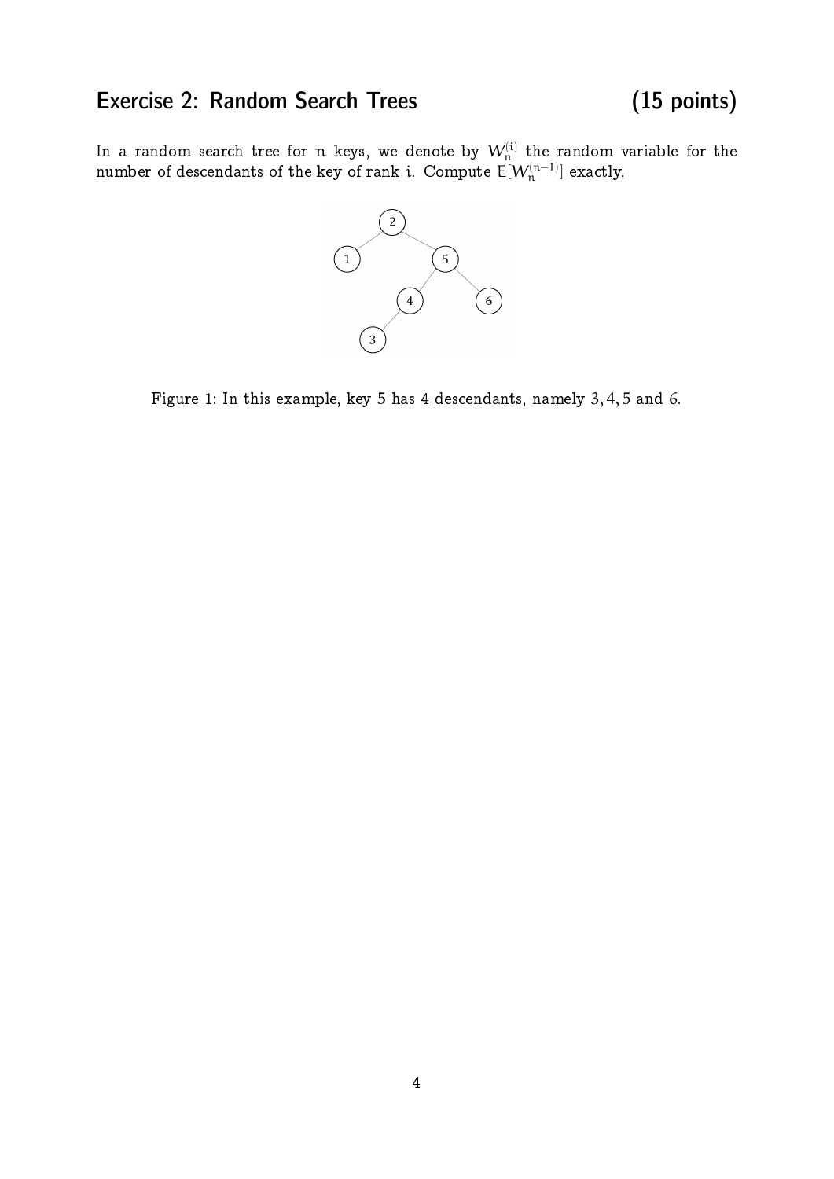# Exercise 2: Random Search Trees (15 points)

In a random search tree for $n$ keys, we denote by $W_n^{(i)}$ the random variable for the number of descendants of the key of rank $i$. Compute $E[W_n^{(n-1)}]$ exactly.

Figure 1: In this example, key 5 has 4 descendants, namely $3, 4, 5$ and $6$.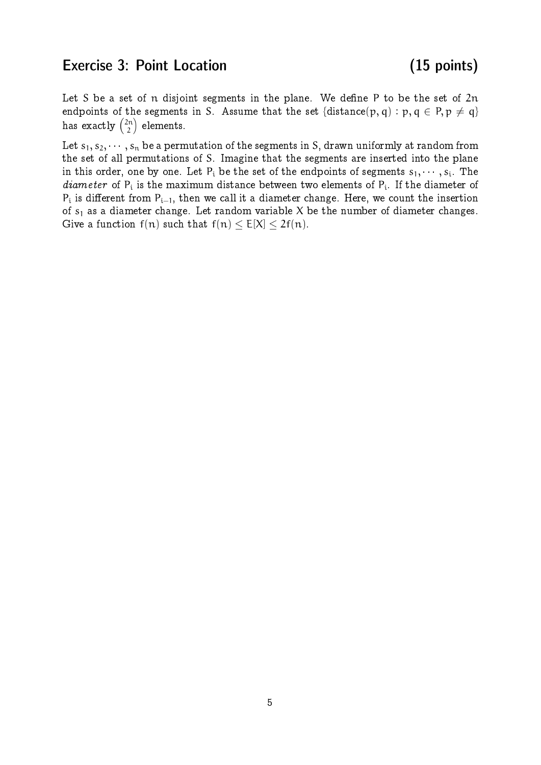## Exercise 3: Point Location (15 points)

Let $S$ be a set of $n$ disjoint segments in the plane. We define $P$ to be the set of $2n$ endpoints of the segments in $S$. Assume that the set $\{\text{distance}(p, q) : p, q \in P, p \neq q\}$ has exactly $\binom{2n}{2}$ elements.

Let $s_1, s_2, \cdots, s_n$ be a permutation of the segments in $S$, drawn uniformly at random from the set of all permutations of $S$. Imagine that the segments are inserted into the plane in this order, one by one. Let $P_i$ be the set of the endpoints of segments $s_1, \cdots, s_i$. The *diameter* of $P_i$ is the maximum distance between two elements of $P_i$. If the diameter of $P_i$ is different from $P_{i-1}$, then we call it a diameter change. Here, we count the insertion of $s_1$ as a diameter change. Let random variable $X$ be the number of diameter changes. Give a function $f(n)$ such that $f(n) \leq E[X] \leq 2f(n)$.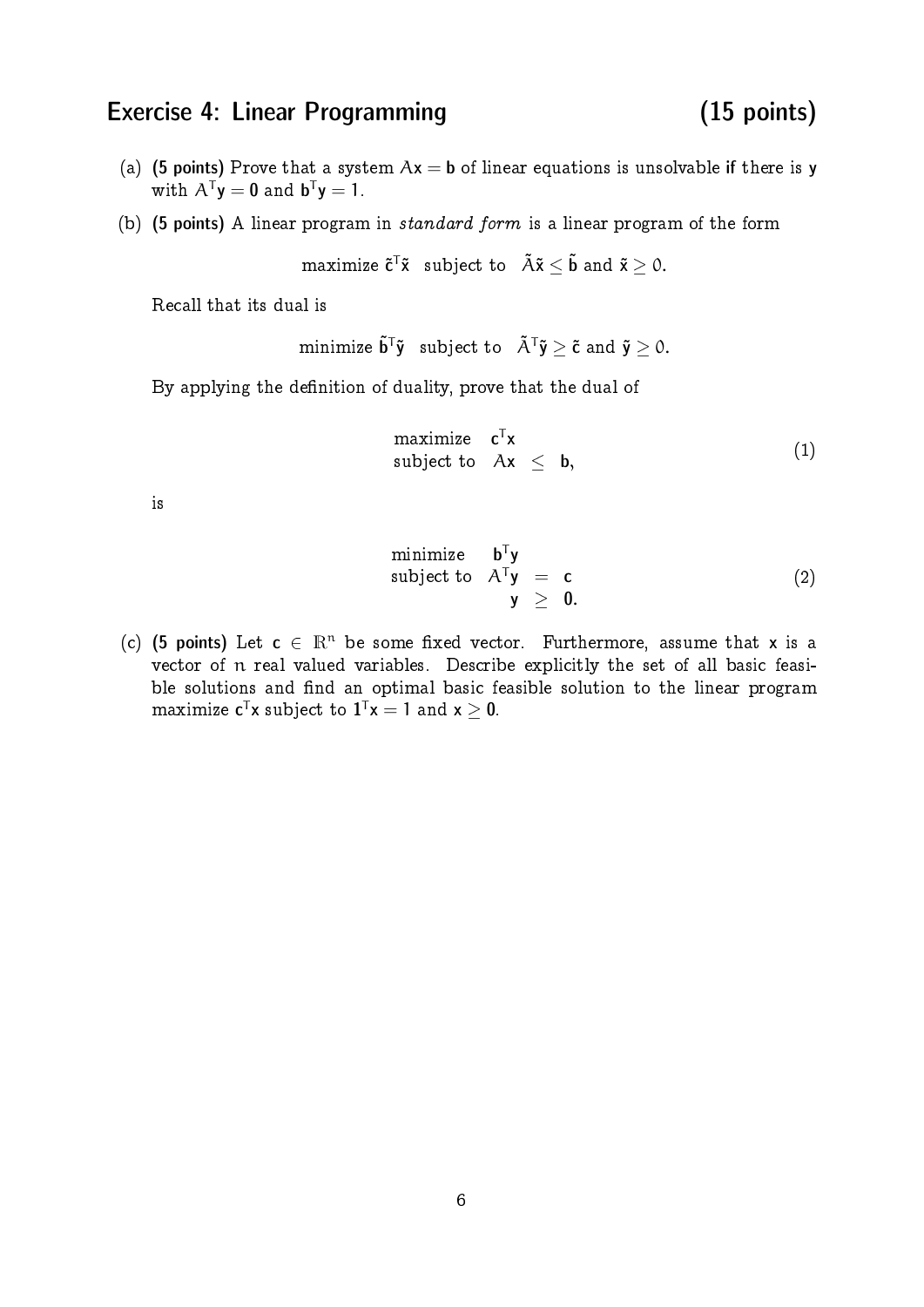## Exercise 4: Linear Programming (15 points)

(a) **(5 points)** Prove that a system $A\mathbf{x} = \mathbf{b}$ of linear equations is unsolvable **if** there is $\mathbf{y}$ with $A^\mathsf{T}\mathbf{y} = \mathbf{0}$ and $\mathbf{b}^\mathsf{T}\mathbf{y} = 1$.

(b) **(5 points)** A linear program in *standard form* is a linear program of the form

$$\text{maximize } \tilde{\mathbf{c}}^\mathsf{T}\tilde{\mathbf{x}} \quad \text{subject to} \quad \tilde{A}\tilde{\mathbf{x}} \leq \tilde{\mathbf{b}} \text{ and } \tilde{\mathbf{x}} \geq 0.$$

Recall that its dual is

$$\text{minimize } \tilde{\mathbf{b}}^\mathsf{T}\tilde{\mathbf{y}} \quad \text{subject to} \quad \tilde{A}^\mathsf{T}\tilde{\mathbf{y}} \geq \tilde{\mathbf{c}} \text{ and } \tilde{\mathbf{y}} \geq 0.$$

By applying the definition of duality, prove that the dual of

$$\begin{array}{lrcl} \text{maximize} & \mathbf{c}^\mathsf{T}\mathbf{x} & & \\ \text{subject to} & A\mathbf{x} & \leq & \mathbf{b}, \end{array} \tag{1}$$

is

$$\begin{array}{lrcl} \text{minimize} & \mathbf{b}^\mathsf{T}\mathbf{y} & & \\ \text{subject to} & A^\mathsf{T}\mathbf{y} & = & \mathbf{c} \\ & \mathbf{y} & \geq & \mathbf{0}. \end{array} \tag{2}$$

(c) **(5 points)** Let $\mathbf{c} \in \mathbb{R}^n$ be some fixed vector. Furthermore, assume that $\mathbf{x}$ is a vector of $n$ real valued variables. Describe explicitly the set of all basic feasible solutions and find an optimal basic feasible solution to the linear program maximize $\mathbf{c}^\mathsf{T}\mathbf{x}$ subject to $\mathbf{1}^\mathsf{T}\mathbf{x} = 1$ and $\mathbf{x} \geq \mathbf{0}$.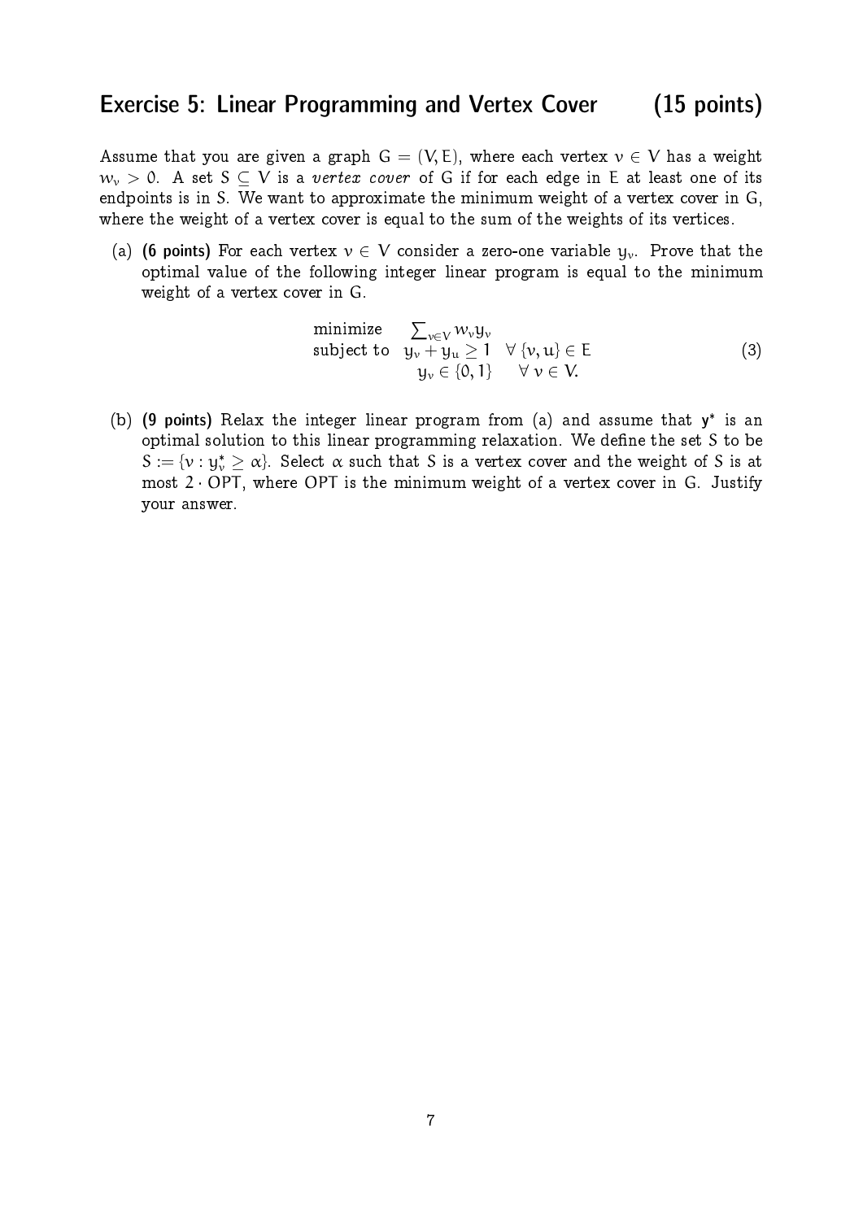## Exercise 5: Linear Programming and Vertex Cover (15 points)

Assume that you are given a graph $G = (V, E)$, where each vertex $v \in V$ has a weight $w_v > 0$. A set $S \subseteq V$ is a *vertex cover* of $G$ if for each edge in $E$ at least one of its endpoints is in $S$. We want to approximate the minimum weight of a vertex cover in $G$, where the weight of a vertex cover is equal to the sum of the weights of its vertices.

(a) **(6 points)** For each vertex $v \in V$ consider a zero-one variable $y_v$. Prove that the optimal value of the following integer linear program is equal to the minimum weight of a vertex cover in $G$.

$$
\begin{array}{ll}
\text{minimize} & \sum_{v \in V} w_v y_v \\
\text{subject to} & y_v + y_u \geq 1 \quad \forall \{v, u\} \in E \\
 & y_v \in \{0, 1\} \quad\;\; \forall\, v \in V.
\end{array}
\tag{3}
$$

(b) **(9 points)** Relax the integer linear program from (a) and assume that $\mathbf{y}^*$ is an optimal solution to this linear programming relaxation. We define the set $S$ to be $S := \{v : y^*_v \geq \alpha\}$. Select $\alpha$ such that $S$ is a vertex cover and the weight of $S$ is at most $2 \cdot \text{OPT}$, where OPT is the minimum weight of a vertex cover in $G$. Justify your answer.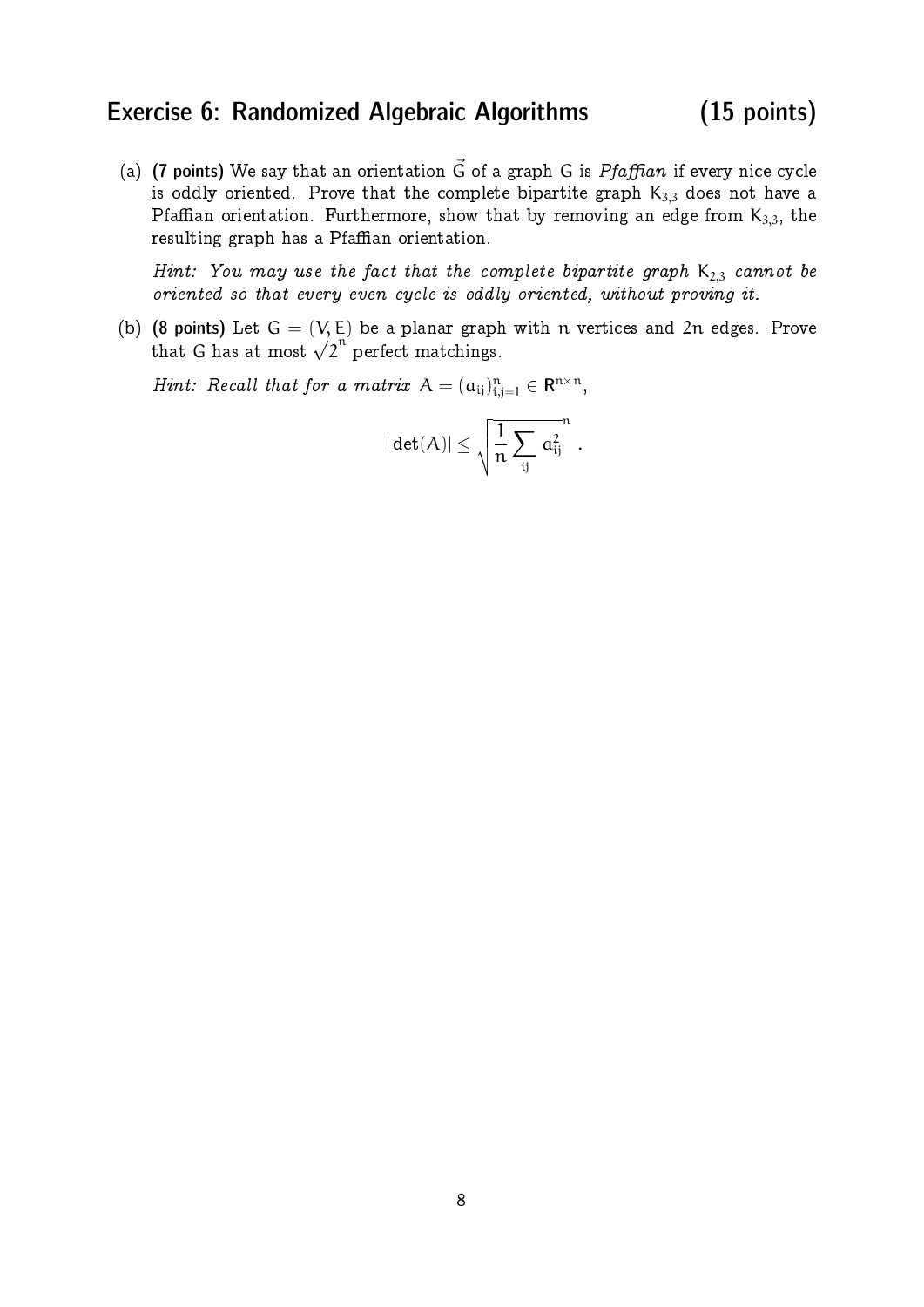## Exercise 6: Randomized Algebraic Algorithms (15 points)

(a) **(7 points)** We say that an orientation $\vec{G}$ of a graph $G$ is *Pfaffian* if every nice cycle is oddly oriented. Prove that the complete bipartite graph $K_{3,3}$ does not have a Pfaffian orientation. Furthermore, show that by removing an edge from $K_{3,3}$, the resulting graph has a Pfaffian orientation.

*Hint: You may use the fact that the complete bipartite graph $K_{2,3}$ cannot be oriented so that every even cycle is oddly oriented, without proving it.*

(b) **(8 points)** Let $G = (V, E)$ be a planar graph with $n$ vertices and $2n$ edges. Prove that $G$ has at most $\sqrt{2}^n$ perfect matchings.

*Hint: Recall that for a matrix $A = (a_{ij})_{i,j=1}^n \in \mathbb{R}^{n \times n}$,*

$$|\det(A)| \leq \sqrt{\frac{1}{n} \sum_{ij} a_{ij}^2}^{\,n} .$$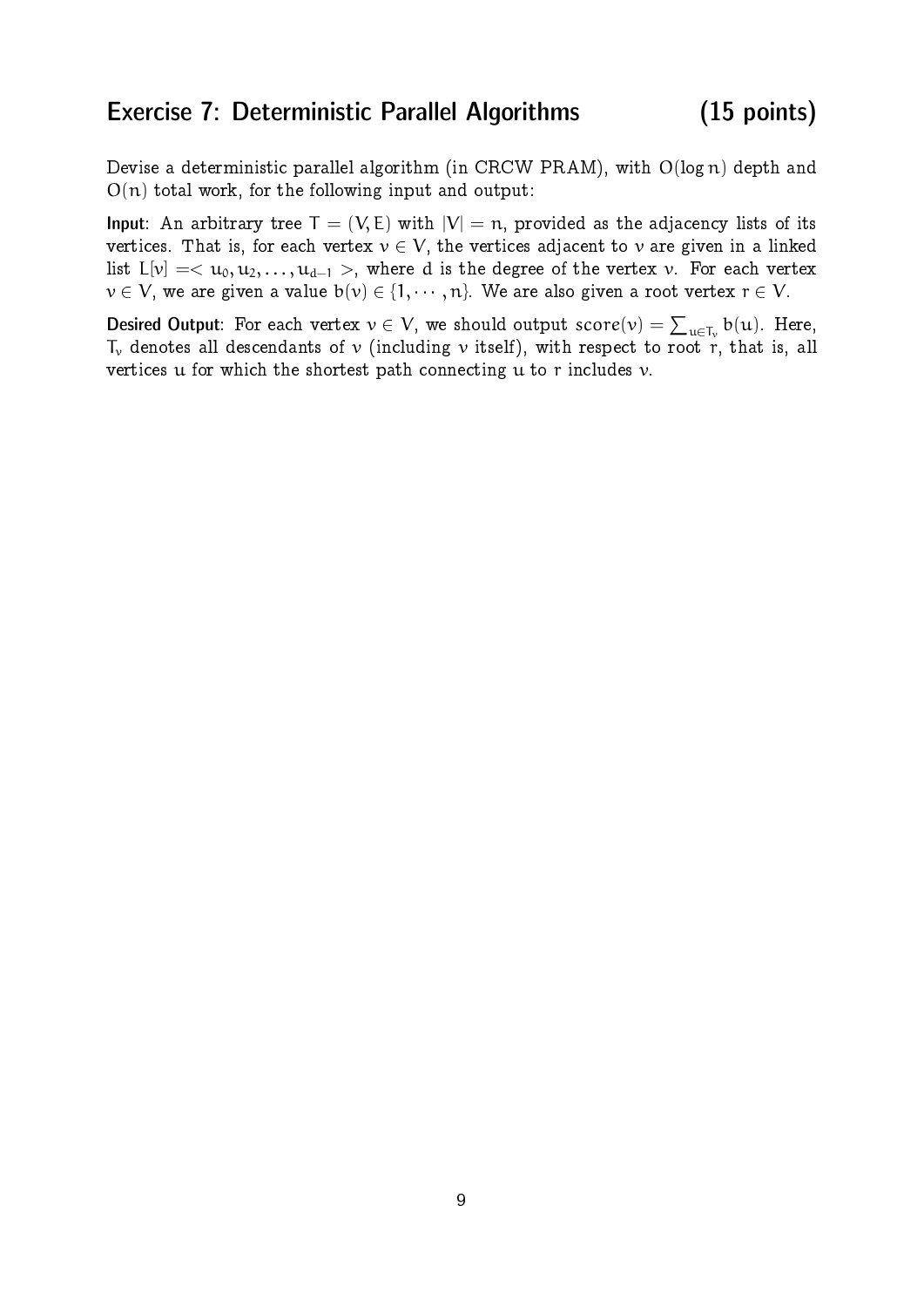## Exercise 7: Deterministic Parallel Algorithms (15 points)

Devise a deterministic parallel algorithm (in CRCW PRAM), with $O(\log n)$ depth and $O(n)$ total work, for the following input and output:

**Input**: An arbitrary tree $T = (V, E)$ with $|V| = n$, provided as the adjacency lists of its vertices. That is, for each vertex $v \in V$, the vertices adjacent to $v$ are given in a linked list $L[v] = < u_0, u_2, \ldots, u_{d-1} >$, where $d$ is the degree of the vertex $v$. For each vertex $v \in V$, we are given a value $b(v) \in \{1, \cdots, n\}$. We are also given a root vertex $r \in V$.

**Desired Output**: For each vertex $v \in V$, we should output $score(v) = \sum_{u \in T_v} b(u)$. Here, $T_v$ denotes all descendants of $v$ (including $v$ itself), with respect to root $r$, that is, all vertices $u$ for which the shortest path connecting $u$ to $r$ includes $v$.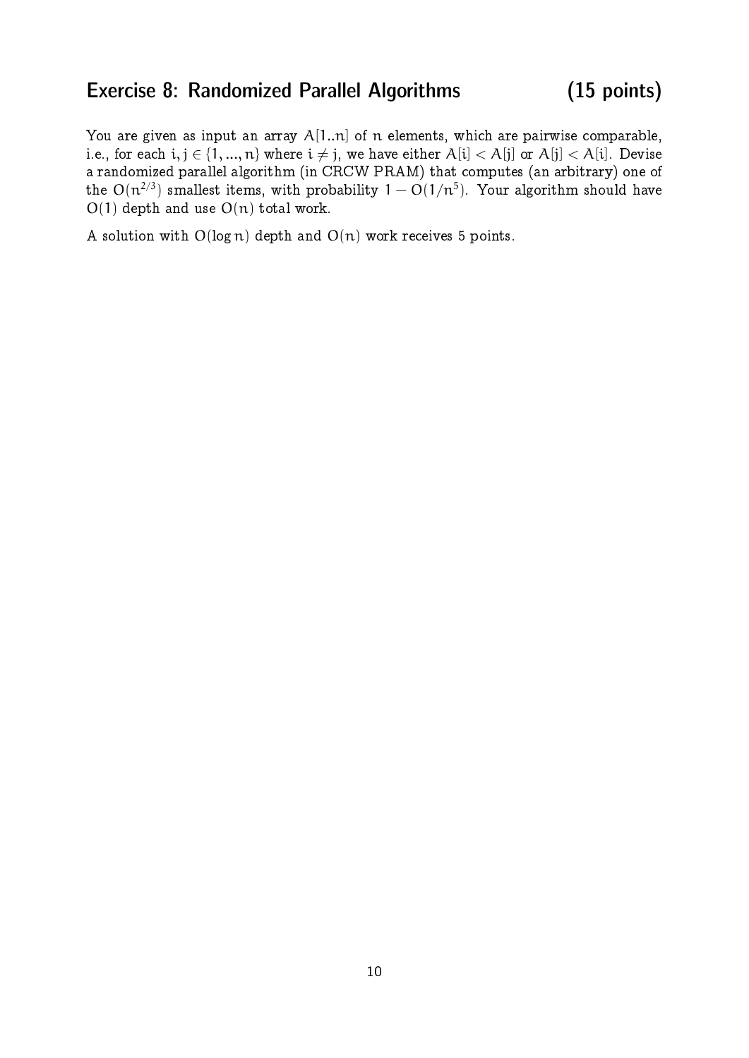## Exercise 8: Randomized Parallel Algorithms (15 points)

You are given as input an array $A[1..n]$ of $n$ elements, which are pairwise comparable, i.e., for each $i, j \in \{1, ..., n\}$ where $i \neq j$, we have either $A[i] < A[j]$ or $A[j] < A[i]$. Devise a randomized parallel algorithm (in CRCW PRAM) that computes (an arbitrary) one of the $O(n^{2/3})$ smallest items, with probability $1 - O(1/n^5)$. Your algorithm should have $O(1)$ depth and use $O(n)$ total work.

A solution with $O(\log n)$ depth and $O(n)$ work receives 5 points.